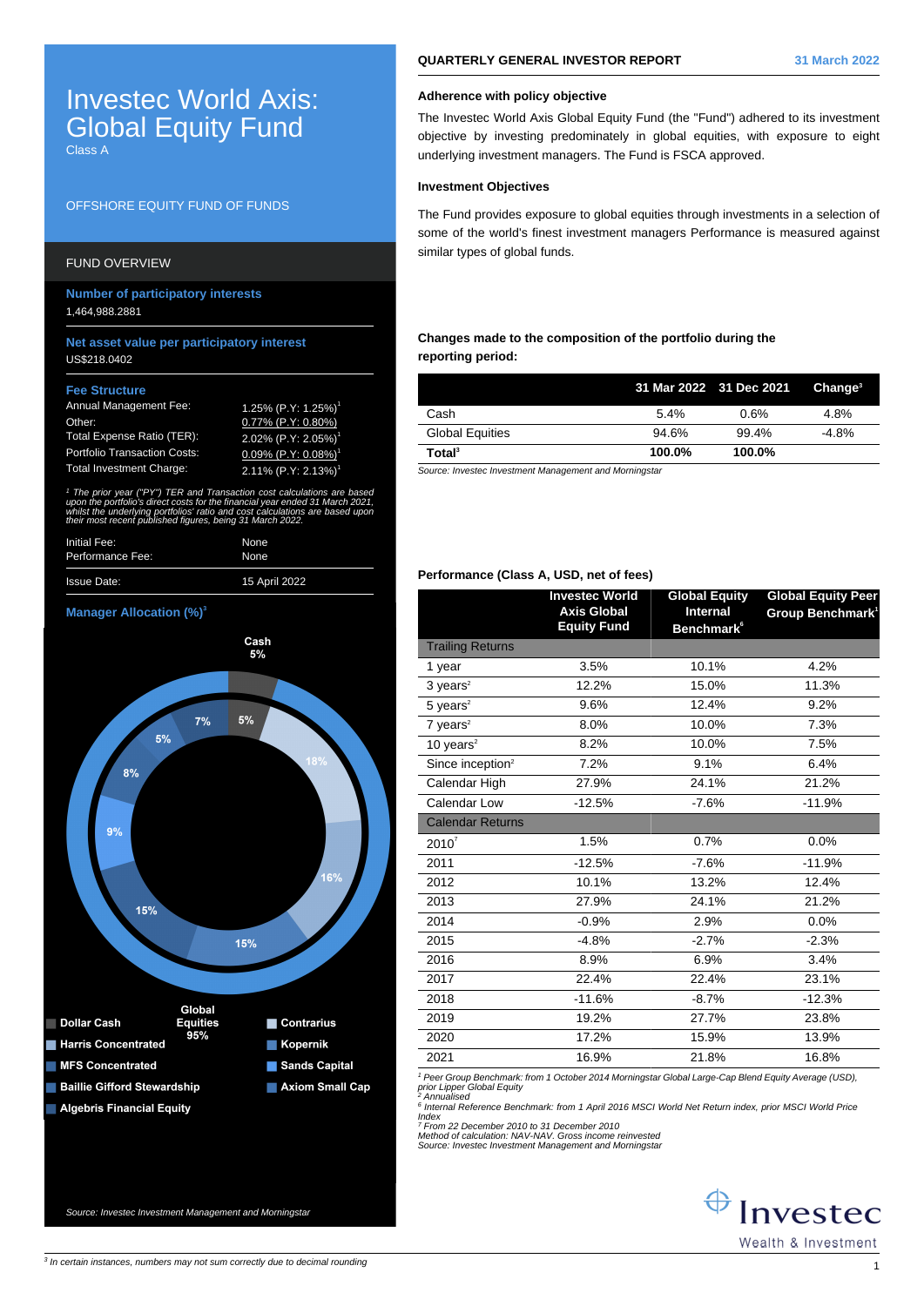# Investec World Axis: Global Equity Fund

Class A

OFFSHORE EQUITY FUND OF FUNDS

## FUND OVERVIEW

**Number of participatory interests**

1,464,988.2881

**Net asset value per participatory interest**

US$218.0402

**Fee Structure**

| | |
|---|---|
| Annual Management Fee: | 1.25% (P.Y: 1.25%)[1] |
| Other: | 0.77% (P.Y: 0.80%) |
| Total Expense Ratio (TER): | 2.02% (P.Y: 2.05%)[1] |
| Portfolio Transaction Costs: | 0.09% (P.Y: 0.08%)[1] |
| Total Investment Charge: | 2.11% (P.Y: 2.13%)[1] |

*[1] The prior year ("PY") TER and Transaction cost calculations are based upon the portfolio's direct costs for the financial year ended 31 March 2021, whilst the underlying portfolios' ratio and cost calculations are based upon their most recent published figures, being 31 March 2022.*

| | |
|---|---|
| Initial Fee: | None |
| Performance Fee: | None |
| Issue Date: | 15 April 2022 |

**Manager Allocation (%)[3]**

Cash 5%

Global Equities 95%

5%, 18%, 16%, 15%, 15%, 9%, 8%, 5%, 7%

- Dollar Cash
- Harris Concentrated
- MFS Concentrated
- Baillie Gifford Stewardship
- Algebris Financial Equity
- Contrarius
- Kopernik
- Sands Capital
- Axiom Small Cap

*Source: Investec Investment Management and Morningstar*

**QUARTERLY GENERAL INVESTOR REPORT** — 31 March 2022

### Adherence with policy objective

The Investec World Axis Global Equity Fund (the "Fund") adhered to its investment objective by investing predominately in global equities, with exposure to eight underlying investment managers. The Fund is FSCA approved.

### Investment Objectives

The Fund provides exposure to global equities through investments in a selection of some of the world's finest investment managers Performance is measured against similar types of global funds.

### Changes made to the composition of the portfolio during the reporting period:

| | 31 Mar 2022 | 31 Dec 2021 | Change[3] |
|---|---|---|---|
| Cash | 5.4% | 0.6% | 4.8% |
| Global Equities | 94.6% | 99.4% | -4.8% |
| **Total[3]** | **100.0%** | **100.0%** | |

*Source: Investec Investment Management and Morningstar*

### Performance (Class A, USD, net of fees)

| | Investec World Axis Global Equity Fund | Global Equity Internal Benchmark[6] | Global Equity Peer Group Benchmark[1] |
|---|---|---|---|
| Trailing Returns | | | |
| 1 year | 3.5% | 10.1% | 4.2% |
| 3 years[2] | 12.2% | 15.0% | 11.3% |
| 5 years[2] | 9.6% | 12.4% | 9.2% |
| 7 years[2] | 8.0% | 10.0% | 7.3% |
| 10 years[2] | 8.2% | 10.0% | 7.5% |
| Since inception[2] | 7.2% | 9.1% | 6.4% |
| Calendar High | 27.9% | 24.1% | 21.2% |
| Calendar Low | -12.5% | -7.6% | -11.9% |
| Calendar Returns | | | |
| 2010[7] | 1.5% | 0.7% | 0.0% |
| 2011 | -12.5% | -7.6% | -11.9% |
| 2012 | 10.1% | 13.2% | 12.4% |
| 2013 | 27.9% | 24.1% | 21.2% |
| 2014 | -0.9% | 2.9% | 0.0% |
| 2015 | -4.8% | -2.7% | -2.3% |
| 2016 | 8.9% | 6.9% | 3.4% |
| 2017 | 22.4% | 22.4% | 23.1% |
| 2018 | -11.6% | -8.7% | -12.3% |
| 2019 | 19.2% | 27.7% | 23.8% |
| 2020 | 17.2% | 15.9% | 13.9% |
| 2021 | 16.9% | 21.8% | 16.8% |

*[1] Peer Group Benchmark: from 1 October 2014 Morningstar Global Large-Cap Blend Equity Average (USD), prior Lipper Global Equity*
*[2] Annualised*
*[6] Internal Reference Benchmark: from 1 April 2016 MSCI World Net Return index, prior MSCI World Price Index*
*[7] From 22 December 2010 to 31 December 2010*
*Method of calculation: NAV-NAV. Gross income reinvested*
*Source: Investec Investment Management and Morningstar*

Investec Wealth & Investment

*[3] In certain instances, numbers may not sum correctly due to decimal rounding*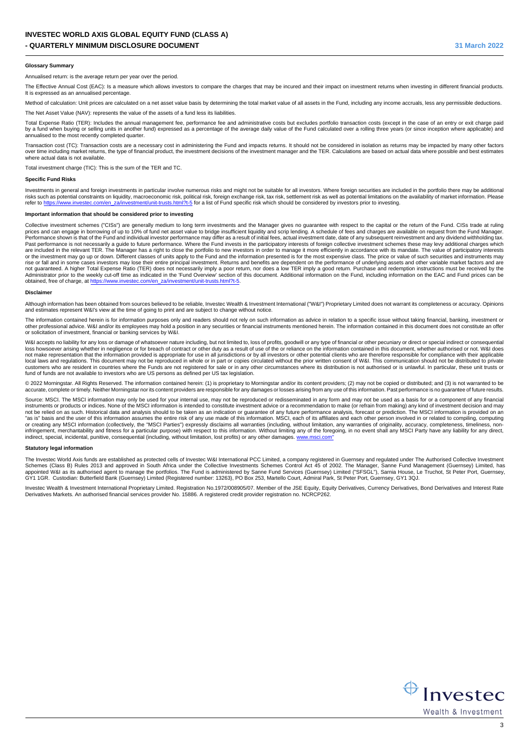# INVESTEC WORLD AXIS GLOBAL EQUITY FUND (CLASS A) - QUARTERLY MINIMUM DISCLOSURE DOCUMENT

31 March 2022

### Glossary Summary

Annualised return: is the average return per year over the period.

The Effective Annual Cost (EAC): Is a measure which allows investors to compare the charges that may be incured and their impact on investment returns when investing in different financial products. It is expressed as an annualised percentage.

Method of calculation: Unit prices are calculated on a net asset value basis by determining the total market value of all assets in the Fund, including any income accruals, less any permissible deductions.

The Net Asset Value (NAV): represents the value of the assets of a fund less its liabilities.

Total Expense Ratio (TER): Includes the annual management fee, performance fee and administrative costs but excludes portfolio transaction costs (except in the case of an entry or exit charge paid by a fund when buying or selling units in another fund) expressed as a percentage of the average daily value of the Fund calculated over a rolling three years (or since inception where applicable) and annualised to the most recently completed quarter.

Transaction cost (TC): Transaction costs are a necessary cost in administering the Fund and impacts returns. It should not be considered in isolation as returns may be impacted by many other factors over time including market returns, the type of financial product, the investment decisions of the investment manager and the TER. Calculations are based on actual data where possible and best estimates where actual data is not available.

Total investment charge (TIC): This is the sum of the TER and TC.

### Specific Fund Risks

Investments in general and foreign investments in particular involve numerous risks and might not be suitable for all investors. Where foreign securities are included in the portfolio there may be additional risks such as potential constraints on liquidity, macroeconomic risk, political risk, foreign exchange risk, tax risk, settlement risk as well as potential limitations on the availability of market information. Please refer to https://www.investec.com/en_za/investment/unit-trusts.html?t-5 for a list of Fund specific risk which should be considered by investors prior to investing.

### Important information that should be considered prior to investing

Collective investment schemes ("CISs") are generally medium to long term investments and the Manager gives no guarantee with respect to the capital or the return of the Fund. CISs trade at ruling prices and can engage in borrowing of up to 10% of fund net asset value to bridge insufficient liquidity and scrip lending. A schedule of fees and charges are available on request from the Fund Manager. Performance shown is that of the Fund and individual investor performance may differ as a result of initial fees, actual investment date, date of any subsequent reinvestment and any dividend withholding tax. Past performance is not necessarily a guide to future performance. Where the Fund invests in the participatory interests of foreign collective investment schemes these may levy additional charges which are included in the relevant TER. The Manager has a right to close the portfolio to new investors in order to manage it more efficiently in accordance with its mandate. The value of participatory interests or the investment may go up or down. Different classes of units apply to the Fund and the information presented is for the most expensive class. The price or value of such securities and instruments may rise or fall and in some cases investors may lose their entire principal investment. Returns and benefits are dependent on the performance of underlying assets and other variable market factors and are not guaranteed. A higher Total Expense Ratio (TER) does not necessarily imply a poor return, nor does a low TER imply a good return. Purchase and redemption instructions must be received by the Administrator prior to the weekly cut-off time as indicated in the 'Fund Overview' section of this document. Additional information on the Fund, including information on the EAC and Fund prices can be obtained, free of charge, at https://www.investec.com/en_za/investment/unit-trusts.html?t-5.

### Disclaimer

Although information has been obtained from sources believed to be reliable, Investec Wealth & Investment International ("W&I") Proprietary Limited does not warrant its completeness or accuracy. Opinions and estimates represent W&I's view at the time of going to print and are subject to change without notice.

The information contained herein is for information purposes only and readers should not rely on such information as advice in relation to a specific issue without taking financial, banking, investment or other professional advice. W&I and/or its employees may hold a position in any securities or financial instruments mentioned herein. The information contained in this document does not constitute an offer or solicitation of investment, financial or banking services by W&I.

W&I accepts no liability for any loss or damage of whatsoever nature including, but not limited to, loss of profits, goodwill or any type of financial or other pecuniary or direct or special indirect or consequential loss howsoever arising whether in negligence or for breach of contract or other duty as a result of use of the or reliance on the information contained in this document, whether authorised or not. W&I does not make representation that the information provided is appropriate for use in all jurisdictions or by all investors or other potential clients who are therefore responsible for compliance with their applicable local laws and regulations. This document may not be reproduced in whole or in part or copies circulated without the prior written consent of W&I. This communication should not be distributed to private customers who are resident in countries where the Funds are not registered for sale or in any other circumstances where its distribution is not authorised or is unlawful. In particular, these unit trusts or fund of funds are not available to investors who are US persons as defined per US tax legislation.

© 2022 Morningstar. All Rights Reserved. The information contained herein: (1) is proprietary to Morningstar and/or its content providers; (2) may not be copied or distributed; and (3) is not warranted to be accurate, complete or timely. Neither Morningstar nor its content providers are responsible for any damages or losses arising from any use of this information. Past performance is no guarantee of future results.

Source: MSCI. The MSCI information may only be used for your internal use, may not be reproduced or redisseminated in any form and may not be used as a basis for or a component of any financial instruments or products or indices. None of the MSCI information is intended to constitute investment advice or a recommendation to make (or refrain from making) any kind of investment decision and may not be relied on as such. Historical data and analysis should to be taken as an indication or guarantee of any future performance analysis, forecast or prediction. The MSCI information is provided on an "as is" basis and the user of this information assumes the entire risk of any use made of this information. MSCI, each of its affiliates and each other person involved in or related to compiling, computing or creating any MSCI information (collectively, the "MSCI Parties") expressly disclaims all warranties (including, without limitation, any warranties of originality, accuracy, completeness, timeliness, non-infringement, merchantability and fitness for a particular purpose) with respect to this information. Without limiting any of the foregoing, in no event shall any MSCI Party have any liability for any direct, indirect, special, incidental, punitive, consequential (including, without limitation, lost profits) or any other damages. www.msci.com"

### Statutory legal information

The Investec World Axis funds are established as protected cells of Investec W&I International PCC Limited, a company registered in Guernsey and regulated under The Authorised Collective Investment Schemes (Class B) Rules 2013 and approved in South Africa under the Collective Investments Schemes Control Act 45 of 2002. The Manager, Sanne Fund Management (Guernsey) Limited, has appointed W&I as its authorised agent to manage the portfolios. The Fund is administered by Sanne Fund Services (Guernsey) Limited ("SFSGL"), Sarnia House, Le Truchot, St Peter Port, Guernsey, GY1 1GR. Custodian: Butterfield Bank (Guernsey) Limited (Registered number: 13263), PO Box 253, Martello Court, Admiral Park, St Peter Port, Guernsey, GY1 3QJ.

Investec Wealth & Investment International Proprietary Limited. Registration No.1972/008905/07. Member of the JSE Equity, Equity Derivatives, Currency Derivatives, Bond Derivatives and Interest Rate Derivatives Markets. An authorised financial services provider No. 15886. A registered credit provider registration no. NCRCP262.

Investec
Wealth & Investment